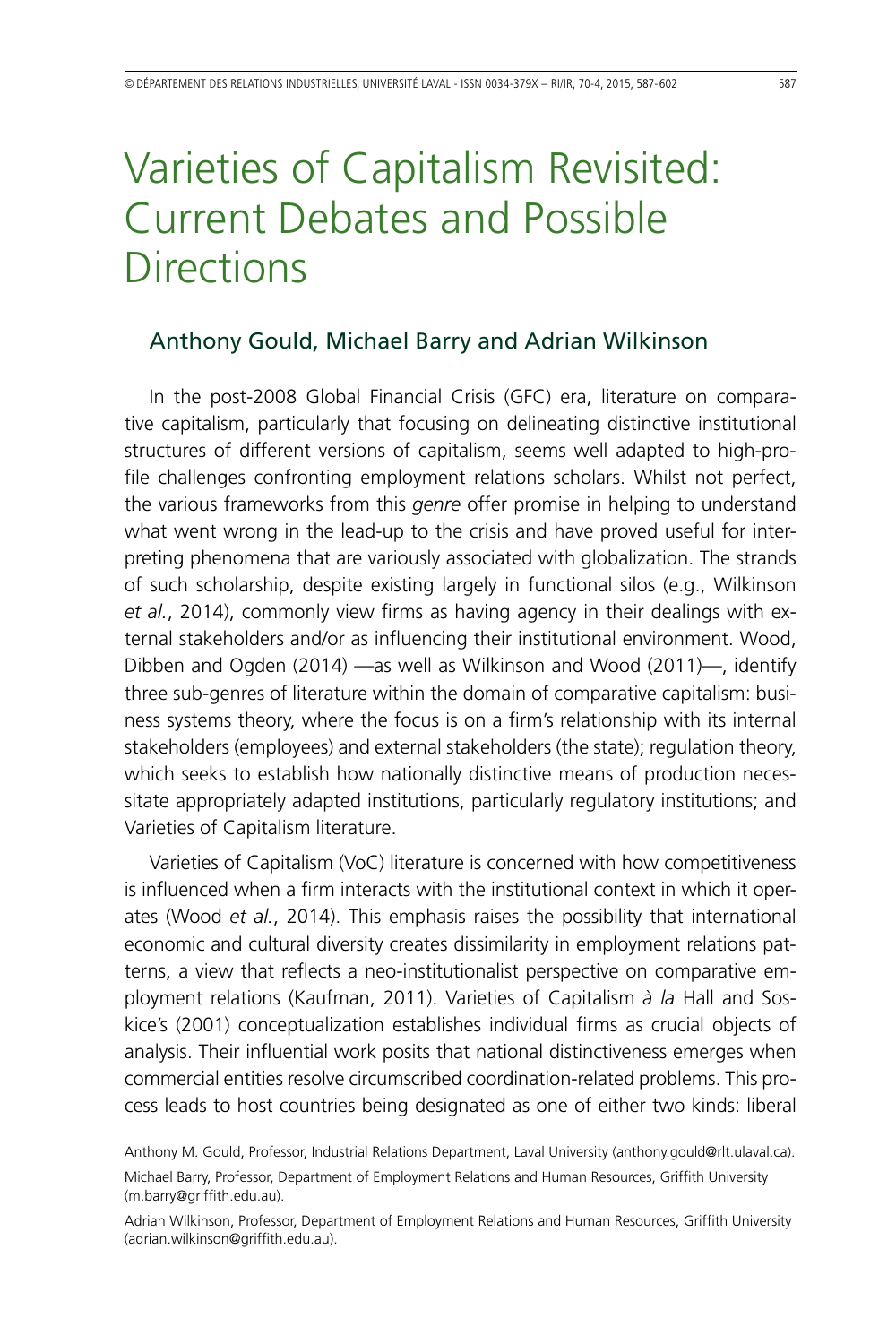# Varieties of Capitalism Revisited: Current Debates and Possible Directions

## Anthony Gould, Michael Barry and Adrian Wilkinson

In the post-2008 Global Financial Crisis (GFC) era, literature on comparative capitalism, particularly that focusing on delineating distinctive institutional structures of different versions of capitalism, seems well adapted to high-profile challenges confronting employment relations scholars. Whilst not perfect, the various frameworks from this *genre* offer promise in helping to understand what went wrong in the lead-up to the crisis and have proved useful for interpreting phenomena that are variously associated with globalization. The strands of such scholarship, despite existing largely in functional silos (e.g., Wilkinson *et al.*, 2014), commonly view firms as having agency in their dealings with external stakeholders and/or as influencing their institutional environment. Wood, Dibben and Ogden (2014) —as well as Wilkinson and Wood (2011)—, identify three sub-genres of literature within the domain of comparative capitalism: business systems theory, where the focus is on a firm's relationship with its internal stakeholders (employees) and external stakeholders (the state); regulation theory, which seeks to establish how nationally distinctive means of production necessitate appropriately adapted institutions, particularly regulatory institutions; and Varieties of Capitalism literature.

Varieties of Capitalism (VoC) literature is concerned with how competitiveness is influenced when a firm interacts with the institutional context in which it operates (Wood *et al.*, 2014). This emphasis raises the possibility that international economic and cultural diversity creates dissimilarity in employment relations patterns, a view that reflects a neo-institutionalist perspective on comparative employment relations (Kaufman, 2011). Varieties of Capitalism *à la* Hall and Soskice's (2001) conceptualization establishes individual firms as crucial objects of analysis. Their influential work posits that national distinctiveness emerges when commercial entities resolve circumscribed coordination-related problems. This process leads to host countries being designated as one of either two kinds: liberal

Anthony M. Gould, Professor, Industrial Relations Department, Laval University (anthony.gould@rlt.ulaval.ca).

Michael Barry, Professor, Department of Employment Relations and Human Resources, Griffith University (m.barry@griffith.edu.au).

Adrian Wilkinson, Professor, Department of Employment Relations and Human Resources, Griffith University (adrian.wilkinson@griffith.edu.au).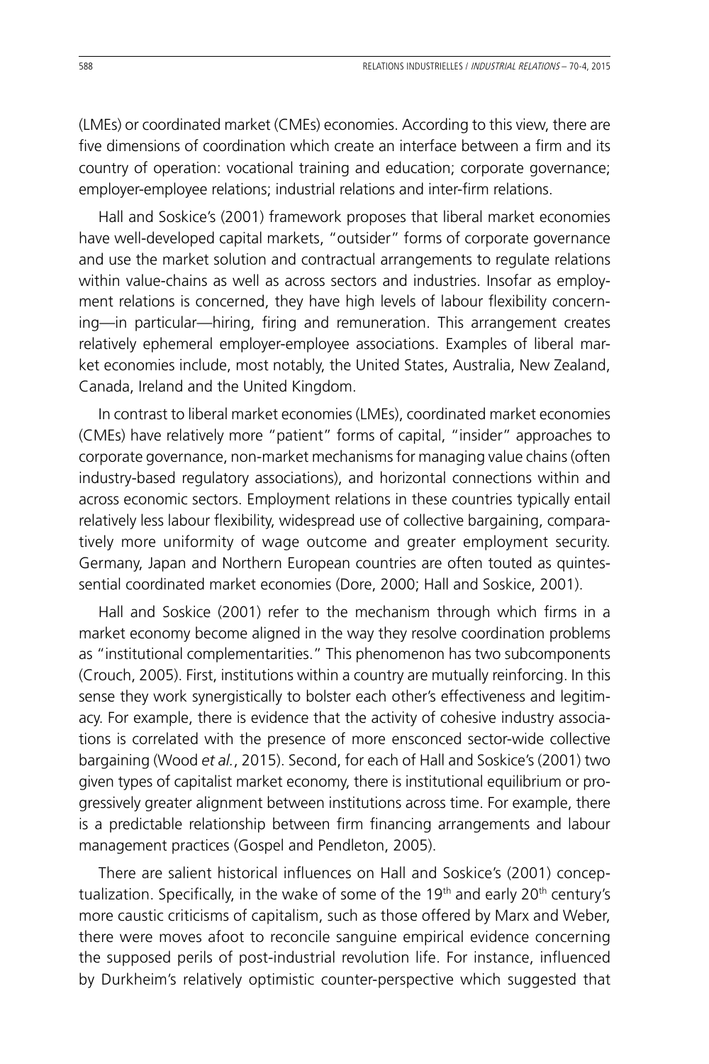(LMEs) or coordinated market (CMEs) economies. According to this view, there are five dimensions of coordination which create an interface between a firm and its country of operation: vocational training and education; corporate governance; employer-employee relations; industrial relations and inter-firm relations.

Hall and Soskice's (2001) framework proposes that liberal market economies have well-developed capital markets, "outsider" forms of corporate governance and use the market solution and contractual arrangements to regulate relations within value-chains as well as across sectors and industries. Insofar as employment relations is concerned, they have high levels of labour flexibility concerning—in particular—hiring, firing and remuneration. This arrangement creates relatively ephemeral employer-employee associations. Examples of liberal market economies include, most notably, the United States, Australia, New Zealand, Canada, Ireland and the United Kingdom.

In contrast to liberal market economies (LMEs), coordinated market economies (CMEs) have relatively more "patient" forms of capital, "insider" approaches to corporate governance, non-market mechanisms for managing value chains (often industry-based regulatory associations), and horizontal connections within and across economic sectors. Employment relations in these countries typically entail relatively less labour flexibility, widespread use of collective bargaining, comparatively more uniformity of wage outcome and greater employment security. Germany, Japan and Northern European countries are often touted as quintessential coordinated market economies (Dore, 2000; Hall and Soskice, 2001).

Hall and Soskice (2001) refer to the mechanism through which firms in a market economy become aligned in the way they resolve coordination problems as "institutional complementarities." This phenomenon has two subcomponents (Crouch, 2005). First, institutions within a country are mutually reinforcing. In this sense they work synergistically to bolster each other's effectiveness and legitimacy. For example, there is evidence that the activity of cohesive industry associations is correlated with the presence of more ensconced sector-wide collective bargaining (Wood *et al.*, 2015). Second, for each of Hall and Soskice's (2001) two given types of capitalist market economy, there is institutional equilibrium or progressively greater alignment between institutions across time. For example, there is a predictable relationship between firm financing arrangements and labour management practices (Gospel and Pendleton, 2005).

There are salient historical influences on Hall and Soskice's (2001) conceptualization. Specifically, in the wake of some of the 19th and early 20th century's more caustic criticisms of capitalism, such as those offered by Marx and Weber, there were moves afoot to reconcile sanguine empirical evidence concerning the supposed perils of post-industrial revolution life. For instance, influenced by Durkheim's relatively optimistic counter-perspective which suggested that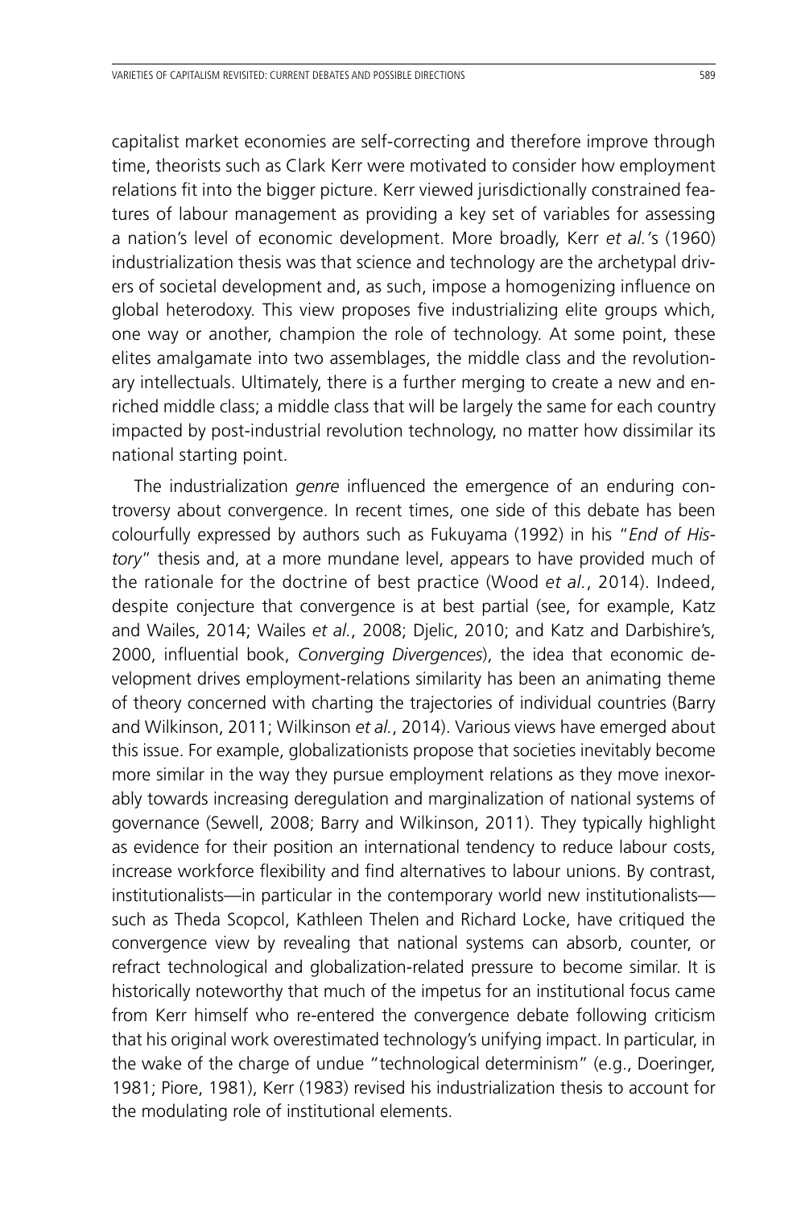capitalist market economies are self-correcting and therefore improve through time, theorists such as Clark Kerr were motivated to consider how employment relations fit into the bigger picture. Kerr viewed jurisdictionally constrained features of labour management as providing a key set of variables for assessing a nation's level of economic development. More broadly, Kerr *et al.*'s (1960) industrialization thesis was that science and technology are the archetypal drivers of societal development and, as such, impose a homogenizing influence on global heterodoxy. This view proposes five industrializing elite groups which, one way or another, champion the role of technology. At some point, these elites amalgamate into two assemblages, the middle class and the revolutionary intellectuals. Ultimately, there is a further merging to create a new and enriched middle class; a middle class that will be largely the same for each country impacted by post-industrial revolution technology, no matter how dissimilar its national starting point.

The industrialization *genre* influenced the emergence of an enduring controversy about convergence. In recent times, one side of this debate has been colourfully expressed by authors such as Fukuyama (1992) in his "*End of History*" thesis and, at a more mundane level, appears to have provided much of the rationale for the doctrine of best practice (Wood *et al.*, 2014). Indeed, despite conjecture that convergence is at best partial (see, for example, Katz and Wailes, 2014; Wailes *et al.*, 2008; Djelic, 2010; and Katz and Darbishire's, 2000, influential book, *Converging Divergences*), the idea that economic development drives employment-relations similarity has been an animating theme of theory concerned with charting the trajectories of individual countries (Barry and Wilkinson, 2011; Wilkinson *et al.*, 2014). Various views have emerged about this issue. For example, globalizationists propose that societies inevitably become more similar in the way they pursue employment relations as they move inexorably towards increasing deregulation and marginalization of national systems of governance (Sewell, 2008; Barry and Wilkinson, 2011). They typically highlight as evidence for their position an international tendency to reduce labour costs, increase workforce flexibility and find alternatives to labour unions. By contrast, institutionalists—in particular in the contemporary world new institutionalists—such as Theda Scopcol, Kathleen Thelen and Richard Locke, have critiqued the convergence view by revealing that national systems can absorb, counter, or refract technological and globalization-related pressure to become similar. It is historically noteworthy that much of the impetus for an institutional focus came from Kerr himself who re-entered the convergence debate following criticism that his original work overestimated technology's unifying impact. In particular, in the wake of the charge of undue "technological determinism" (e.g., Doeringer, 1981; Piore, 1981), Kerr (1983) revised his industrialization thesis to account for the modulating role of institutional elements.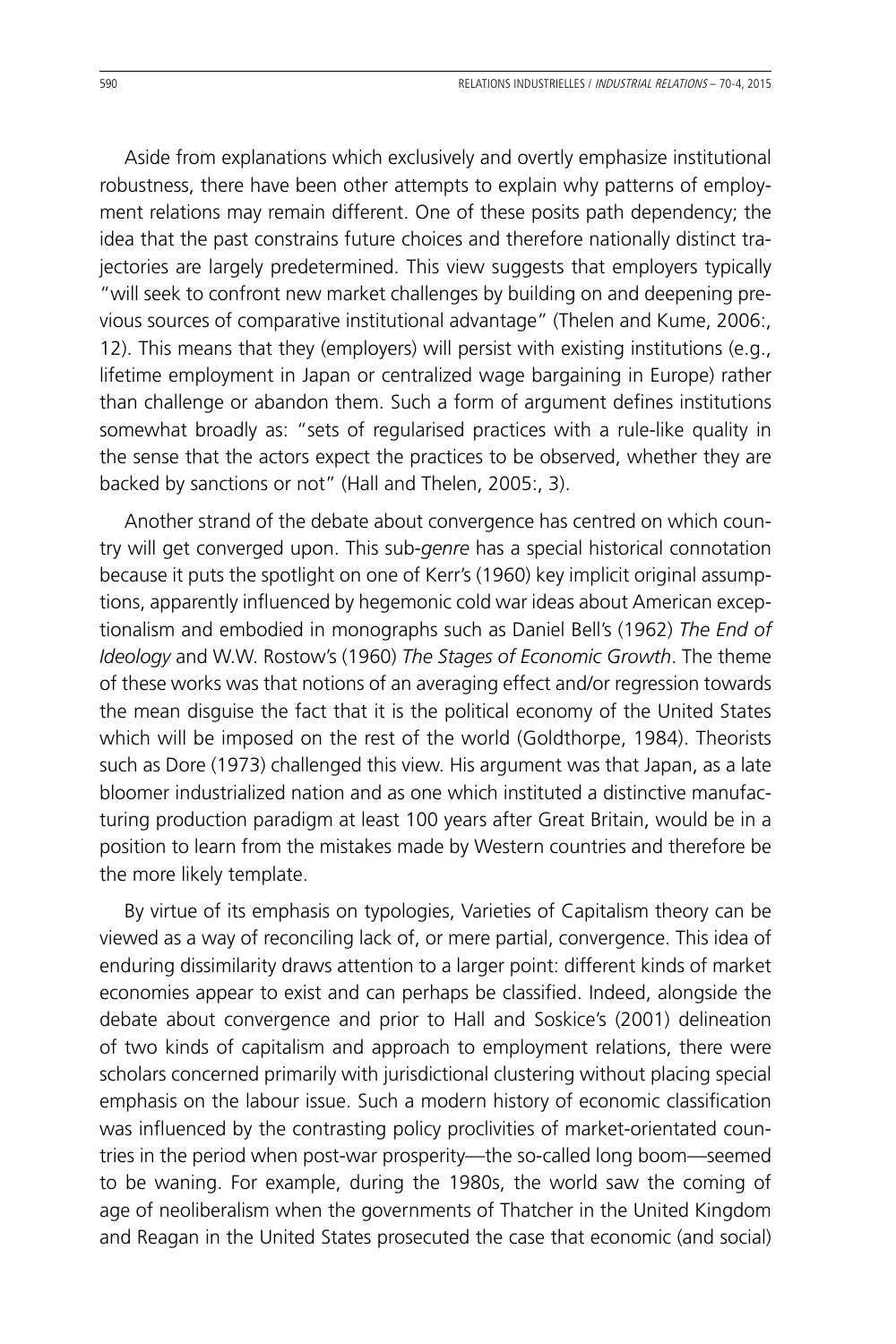Aside from explanations which exclusively and overtly emphasize institutional robustness, there have been other attempts to explain why patterns of employment relations may remain different. One of these posits path dependency; the idea that the past constrains future choices and therefore nationally distinct trajectories are largely predetermined. This view suggests that employers typically "will seek to confront new market challenges by building on and deepening previous sources of comparative institutional advantage" (Thelen and Kume, 2006:, 12). This means that they (employers) will persist with existing institutions (e.g., lifetime employment in Japan or centralized wage bargaining in Europe) rather than challenge or abandon them. Such a form of argument defines institutions somewhat broadly as: "sets of regularised practices with a rule-like quality in the sense that the actors expect the practices to be observed, whether they are backed by sanctions or not" (Hall and Thelen, 2005:, 3).

Another strand of the debate about convergence has centred on which country will get converged upon. This sub-*genre* has a special historical connotation because it puts the spotlight on one of Kerr's (1960) key implicit original assumptions, apparently influenced by hegemonic cold war ideas about American exceptionalism and embodied in monographs such as Daniel Bell's (1962) *The End of Ideology* and W.W. Rostow's (1960) *The Stages of Economic Growth*. The theme of these works was that notions of an averaging effect and/or regression towards the mean disguise the fact that it is the political economy of the United States which will be imposed on the rest of the world (Goldthorpe, 1984). Theorists such as Dore (1973) challenged this view. His argument was that Japan, as a late bloomer industrialized nation and as one which instituted a distinctive manufacturing production paradigm at least 100 years after Great Britain, would be in a position to learn from the mistakes made by Western countries and therefore be the more likely template.

By virtue of its emphasis on typologies, Varieties of Capitalism theory can be viewed as a way of reconciling lack of, or mere partial, convergence. This idea of enduring dissimilarity draws attention to a larger point: different kinds of market economies appear to exist and can perhaps be classified. Indeed, alongside the debate about convergence and prior to Hall and Soskice's (2001) delineation of two kinds of capitalism and approach to employment relations, there were scholars concerned primarily with jurisdictional clustering without placing special emphasis on the labour issue. Such a modern history of economic classification was influenced by the contrasting policy proclivities of market-orientated countries in the period when post-war prosperity—the so-called long boom—seemed to be waning. For example, during the 1980s, the world saw the coming of age of neoliberalism when the governments of Thatcher in the United Kingdom and Reagan in the United States prosecuted the case that economic (and social)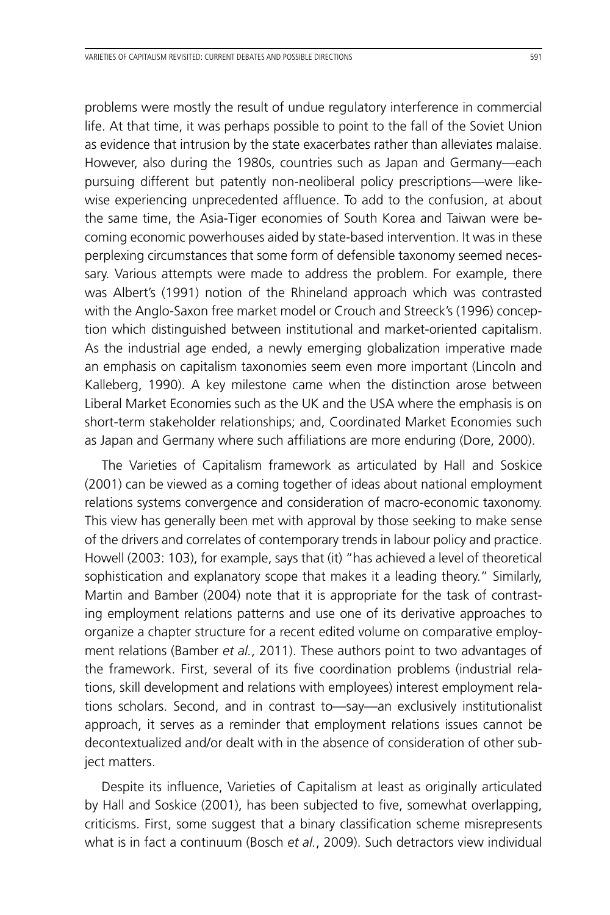problems were mostly the result of undue regulatory interference in commercial life. At that time, it was perhaps possible to point to the fall of the Soviet Union as evidence that intrusion by the state exacerbates rather than alleviates malaise. However, also during the 1980s, countries such as Japan and Germany—each pursuing different but patently non-neoliberal policy prescriptions—were likewise experiencing unprecedented affluence. To add to the confusion, at about the same time, the Asia-Tiger economies of South Korea and Taiwan were becoming economic powerhouses aided by state-based intervention. It was in these perplexing circumstances that some form of defensible taxonomy seemed necessary. Various attempts were made to address the problem. For example, there was Albert's (1991) notion of the Rhineland approach which was contrasted with the Anglo-Saxon free market model or Crouch and Streeck's (1996) conception which distinguished between institutional and market-oriented capitalism. As the industrial age ended, a newly emerging globalization imperative made an emphasis on capitalism taxonomies seem even more important (Lincoln and Kalleberg, 1990). A key milestone came when the distinction arose between Liberal Market Economies such as the UK and the USA where the emphasis is on short-term stakeholder relationships; and, Coordinated Market Economies such as Japan and Germany where such affiliations are more enduring (Dore, 2000).

The Varieties of Capitalism framework as articulated by Hall and Soskice (2001) can be viewed as a coming together of ideas about national employment relations systems convergence and consideration of macro-economic taxonomy. This view has generally been met with approval by those seeking to make sense of the drivers and correlates of contemporary trends in labour policy and practice. Howell (2003: 103), for example, says that (it) "has achieved a level of theoretical sophistication and explanatory scope that makes it a leading theory." Similarly, Martin and Bamber (2004) note that it is appropriate for the task of contrasting employment relations patterns and use one of its derivative approaches to organize a chapter structure for a recent edited volume on comparative employment relations (Bamber *et al.*, 2011). These authors point to two advantages of the framework. First, several of its five coordination problems (industrial relations, skill development and relations with employees) interest employment relations scholars. Second, and in contrast to—say—an exclusively institutionalist approach, it serves as a reminder that employment relations issues cannot be decontextualized and/or dealt with in the absence of consideration of other subject matters.

Despite its influence, Varieties of Capitalism at least as originally articulated by Hall and Soskice (2001), has been subjected to five, somewhat overlapping, criticisms. First, some suggest that a binary classification scheme misrepresents what is in fact a continuum (Bosch *et al.*, 2009). Such detractors view individual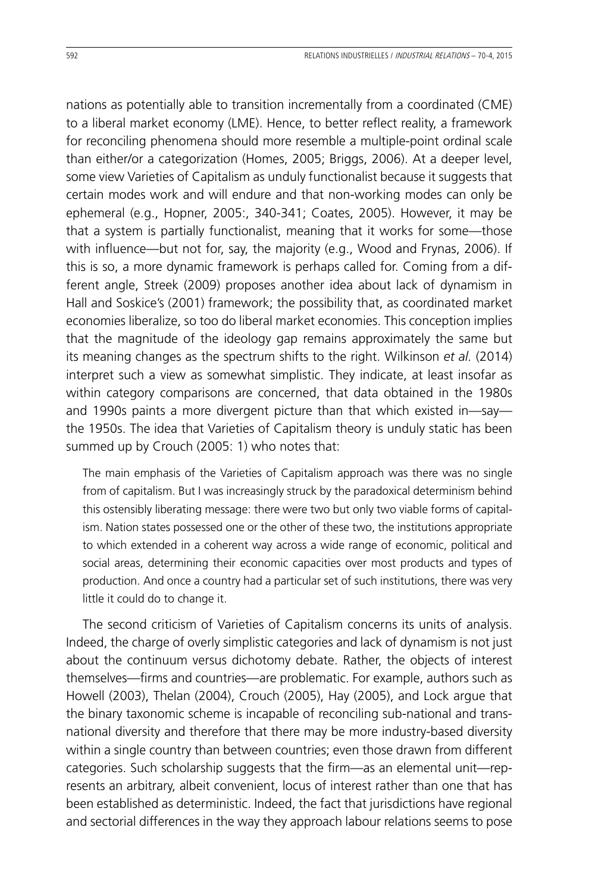nations as potentially able to transition incrementally from a coordinated (CME) to a liberal market economy (LME). Hence, to better reflect reality, a framework for reconciling phenomena should more resemble a multiple-point ordinal scale than either/or a categorization (Homes, 2005; Briggs, 2006). At a deeper level, some view Varieties of Capitalism as unduly functionalist because it suggests that certain modes work and will endure and that non-working modes can only be ephemeral (e.g., Hopner, 2005:, 340-341; Coates, 2005). However, it may be that a system is partially functionalist, meaning that it works for some—those with influence—but not for, say, the majority (e.g., Wood and Frynas, 2006). If this is so, a more dynamic framework is perhaps called for. Coming from a different angle, Streek (2009) proposes another idea about lack of dynamism in Hall and Soskice's (2001) framework; the possibility that, as coordinated market economies liberalize, so too do liberal market economies. This conception implies that the magnitude of the ideology gap remains approximately the same but its meaning changes as the spectrum shifts to the right. Wilkinson *et al.* (2014) interpret such a view as somewhat simplistic. They indicate, at least insofar as within category comparisons are concerned, that data obtained in the 1980s and 1990s paints a more divergent picture than that which existed in—say—the 1950s. The idea that Varieties of Capitalism theory is unduly static has been summed up by Crouch (2005: 1) who notes that:

> The main emphasis of the Varieties of Capitalism approach was there was no single from of capitalism. But I was increasingly struck by the paradoxical determinism behind this ostensibly liberating message: there were two but only two viable forms of capitalism. Nation states possessed one or the other of these two, the institutions appropriate to which extended in a coherent way across a wide range of economic, political and social areas, determining their economic capacities over most products and types of production. And once a country had a particular set of such institutions, there was very little it could do to change it.

The second criticism of Varieties of Capitalism concerns its units of analysis. Indeed, the charge of overly simplistic categories and lack of dynamism is not just about the continuum versus dichotomy debate. Rather, the objects of interest themselves—firms and countries—are problematic. For example, authors such as Howell (2003), Thelan (2004), Crouch (2005), Hay (2005), and Lock argue that the binary taxonomic scheme is incapable of reconciling sub-national and trans-national diversity and therefore that there may be more industry-based diversity within a single country than between countries; even those drawn from different categories. Such scholarship suggests that the firm—as an elemental unit—represents an arbitrary, albeit convenient, locus of interest rather than one that has been established as deterministic. Indeed, the fact that jurisdictions have regional and sectorial differences in the way they approach labour relations seems to pose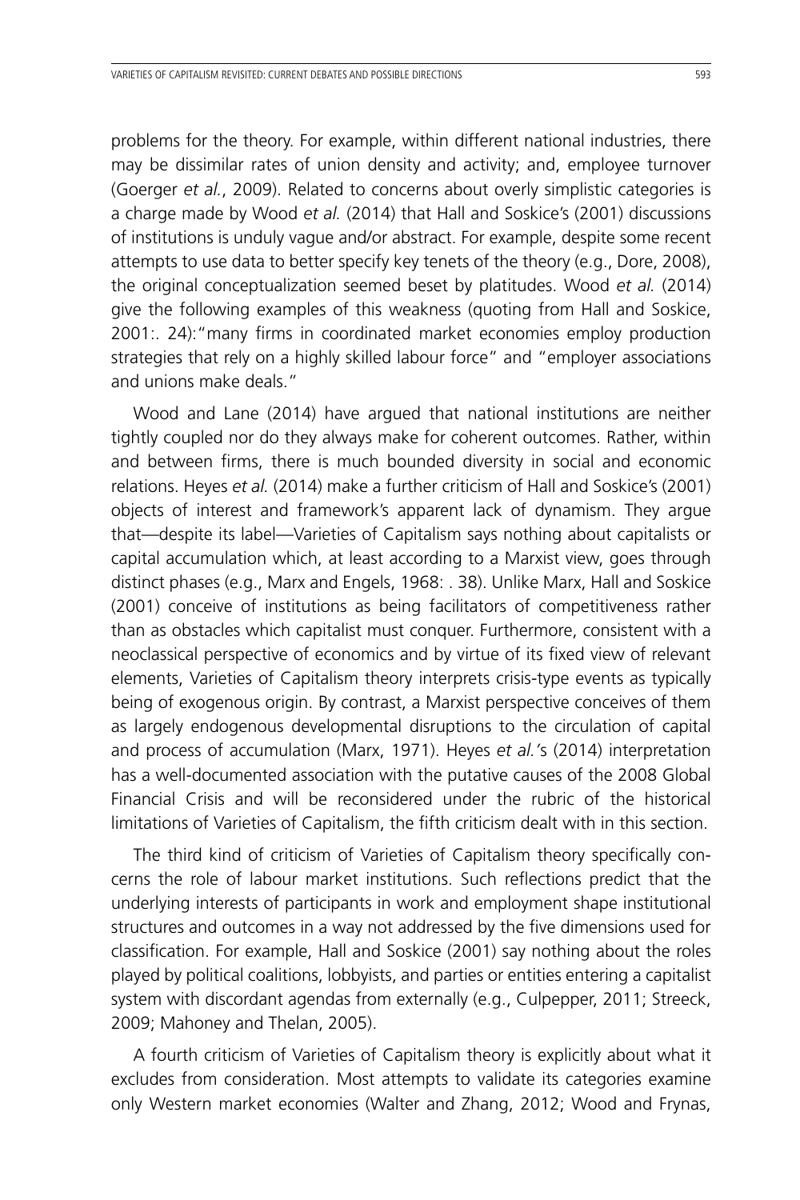problems for the theory. For example, within different national industries, there may be dissimilar rates of union density and activity; and, employee turnover (Goerger *et al.*, 2009). Related to concerns about overly simplistic categories is a charge made by Wood *et al.* (2014) that Hall and Soskice's (2001) discussions of institutions is unduly vague and/or abstract. For example, despite some recent attempts to use data to better specify key tenets of the theory (e.g., Dore, 2008), the original conceptualization seemed beset by platitudes. Wood *et al.* (2014) give the following examples of this weakness (quoting from Hall and Soskice, 2001:. 24):"many firms in coordinated market economies employ production strategies that rely on a highly skilled labour force" and "employer associations and unions make deals."

Wood and Lane (2014) have argued that national institutions are neither tightly coupled nor do they always make for coherent outcomes. Rather, within and between firms, there is much bounded diversity in social and economic relations. Heyes *et al.* (2014) make a further criticism of Hall and Soskice's (2001) objects of interest and framework's apparent lack of dynamism. They argue that—despite its label—Varieties of Capitalism says nothing about capitalists or capital accumulation which, at least according to a Marxist view, goes through distinct phases (e.g., Marx and Engels, 1968: . 38). Unlike Marx, Hall and Soskice (2001) conceive of institutions as being facilitators of competitiveness rather than as obstacles which capitalist must conquer. Furthermore, consistent with a neoclassical perspective of economics and by virtue of its fixed view of relevant elements, Varieties of Capitalism theory interprets crisis-type events as typically being of exogenous origin. By contrast, a Marxist perspective conceives of them as largely endogenous developmental disruptions to the circulation of capital and process of accumulation (Marx, 1971). Heyes *et al.*'s (2014) interpretation has a well-documented association with the putative causes of the 2008 Global Financial Crisis and will be reconsidered under the rubric of the historical limitations of Varieties of Capitalism, the fifth criticism dealt with in this section.

The third kind of criticism of Varieties of Capitalism theory specifically concerns the role of labour market institutions. Such reflections predict that the underlying interests of participants in work and employment shape institutional structures and outcomes in a way not addressed by the five dimensions used for classification. For example, Hall and Soskice (2001) say nothing about the roles played by political coalitions, lobbyists, and parties or entities entering a capitalist system with discordant agendas from externally (e.g., Culpepper, 2011; Streeck, 2009; Mahoney and Thelan, 2005).

A fourth criticism of Varieties of Capitalism theory is explicitly about what it excludes from consideration. Most attempts to validate its categories examine only Western market economies (Walter and Zhang, 2012; Wood and Frynas,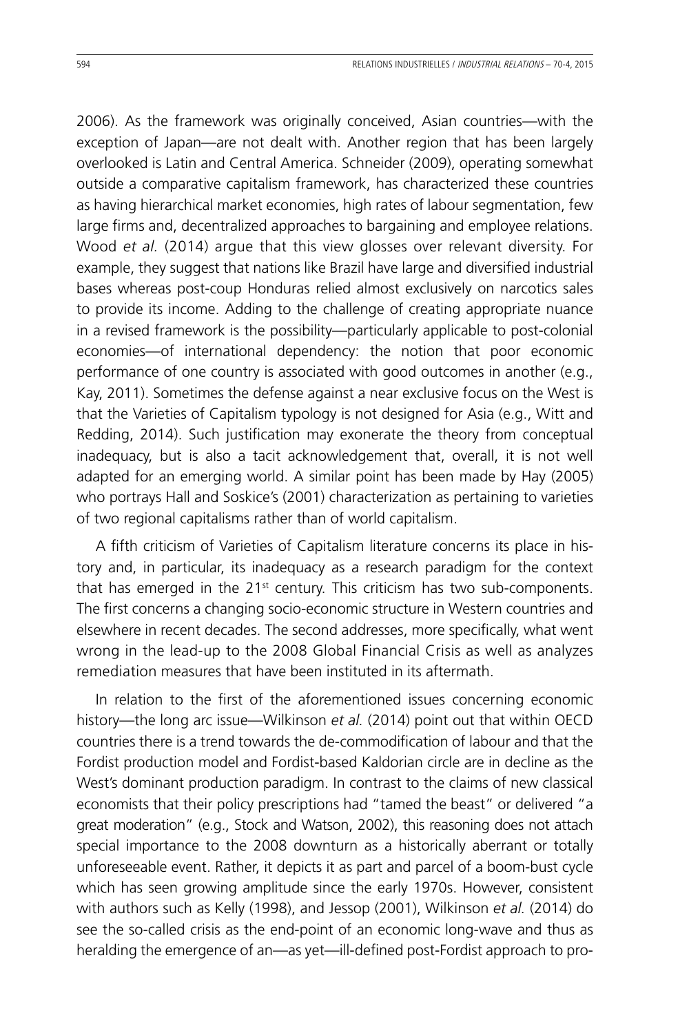2006). As the framework was originally conceived, Asian countries—with the exception of Japan—are not dealt with. Another region that has been largely overlooked is Latin and Central America. Schneider (2009), operating somewhat outside a comparative capitalism framework, has characterized these countries as having hierarchical market economies, high rates of labour segmentation, few large firms and, decentralized approaches to bargaining and employee relations. Wood *et al.* (2014) argue that this view glosses over relevant diversity. For example, they suggest that nations like Brazil have large and diversified industrial bases whereas post-coup Honduras relied almost exclusively on narcotics sales to provide its income. Adding to the challenge of creating appropriate nuance in a revised framework is the possibility—particularly applicable to post-colonial economies—of international dependency: the notion that poor economic performance of one country is associated with good outcomes in another (e.g., Kay, 2011). Sometimes the defense against a near exclusive focus on the West is that the Varieties of Capitalism typology is not designed for Asia (e.g., Witt and Redding, 2014). Such justification may exonerate the theory from conceptual inadequacy, but is also a tacit acknowledgement that, overall, it is not well adapted for an emerging world. A similar point has been made by Hay (2005) who portrays Hall and Soskice's (2001) characterization as pertaining to varieties of two regional capitalisms rather than of world capitalism.

A fifth criticism of Varieties of Capitalism literature concerns its place in history and, in particular, its inadequacy as a research paradigm for the context that has emerged in the 21st century. This criticism has two sub-components. The first concerns a changing socio-economic structure in Western countries and elsewhere in recent decades. The second addresses, more specifically, what went wrong in the lead-up to the 2008 Global Financial Crisis as well as analyzes remediation measures that have been instituted in its aftermath.

In relation to the first of the aforementioned issues concerning economic history—the long arc issue—Wilkinson *et al.* (2014) point out that within OECD countries there is a trend towards the de-commodification of labour and that the Fordist production model and Fordist-based Kaldorian circle are in decline as the West's dominant production paradigm. In contrast to the claims of new classical economists that their policy prescriptions had "tamed the beast" or delivered "a great moderation" (e.g., Stock and Watson, 2002), this reasoning does not attach special importance to the 2008 downturn as a historically aberrant or totally unforeseeable event. Rather, it depicts it as part and parcel of a boom-bust cycle which has seen growing amplitude since the early 1970s. However, consistent with authors such as Kelly (1998), and Jessop (2001), Wilkinson *et al.* (2014) do see the so-called crisis as the end-point of an economic long-wave and thus as heralding the emergence of an—as yet—ill-defined post-Fordist approach to pro-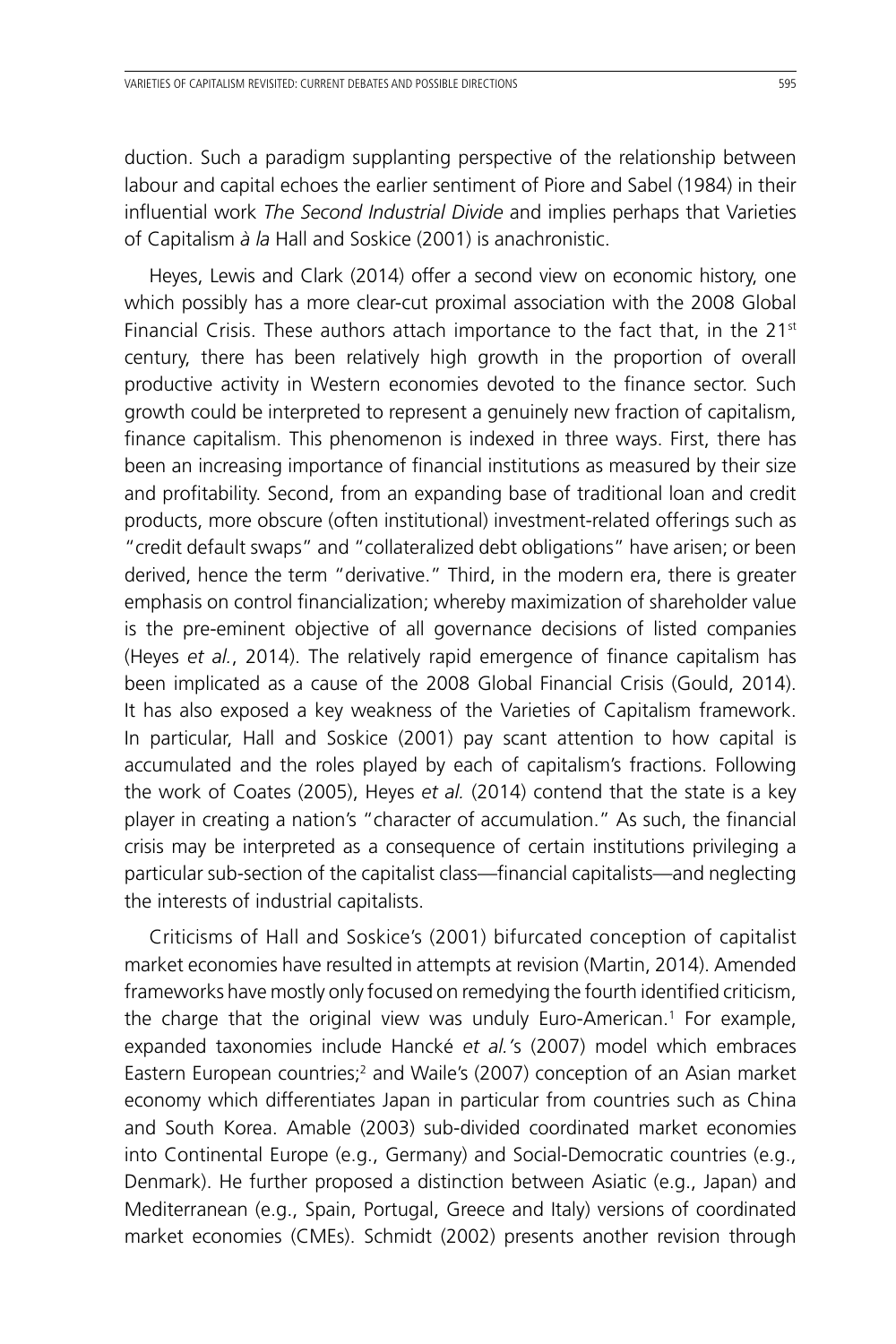duction. Such a paradigm supplanting perspective of the relationship between labour and capital echoes the earlier sentiment of Piore and Sabel (1984) in their influential work *The Second Industrial Divide* and implies perhaps that Varieties of Capitalism *à la* Hall and Soskice (2001) is anachronistic.

Heyes, Lewis and Clark (2014) offer a second view on economic history, one which possibly has a more clear-cut proximal association with the 2008 Global Financial Crisis. These authors attach importance to the fact that, in the 21st century, there has been relatively high growth in the proportion of overall productive activity in Western economies devoted to the finance sector. Such growth could be interpreted to represent a genuinely new fraction of capitalism, finance capitalism. This phenomenon is indexed in three ways. First, there has been an increasing importance of financial institutions as measured by their size and profitability. Second, from an expanding base of traditional loan and credit products, more obscure (often institutional) investment-related offerings such as "credit default swaps" and "collateralized debt obligations" have arisen; or been derived, hence the term "derivative." Third, in the modern era, there is greater emphasis on control financialization; whereby maximization of shareholder value is the pre-eminent objective of all governance decisions of listed companies (Heyes *et al.*, 2014). The relatively rapid emergence of finance capitalism has been implicated as a cause of the 2008 Global Financial Crisis (Gould, 2014). It has also exposed a key weakness of the Varieties of Capitalism framework. In particular, Hall and Soskice (2001) pay scant attention to how capital is accumulated and the roles played by each of capitalism's fractions. Following the work of Coates (2005), Heyes *et al.* (2014) contend that the state is a key player in creating a nation's "character of accumulation." As such, the financial crisis may be interpreted as a consequence of certain institutions privileging a particular sub-section of the capitalist class—financial capitalists—and neglecting the interests of industrial capitalists.

Criticisms of Hall and Soskice's (2001) bifurcated conception of capitalist market economies have resulted in attempts at revision (Martin, 2014). Amended frameworks have mostly only focused on remedying the fourth identified criticism, the charge that the original view was unduly Euro-American.[1] For example, expanded taxonomies include Hancké *et al.*'s (2007) model which embraces Eastern European countries;[2] and Waile's (2007) conception of an Asian market economy which differentiates Japan in particular from countries such as China and South Korea. Amable (2003) sub-divided coordinated market economies into Continental Europe (e.g., Germany) and Social-Democratic countries (e.g., Denmark). He further proposed a distinction between Asiatic (e.g., Japan) and Mediterranean (e.g., Spain, Portugal, Greece and Italy) versions of coordinated market economies (CMEs). Schmidt (2002) presents another revision through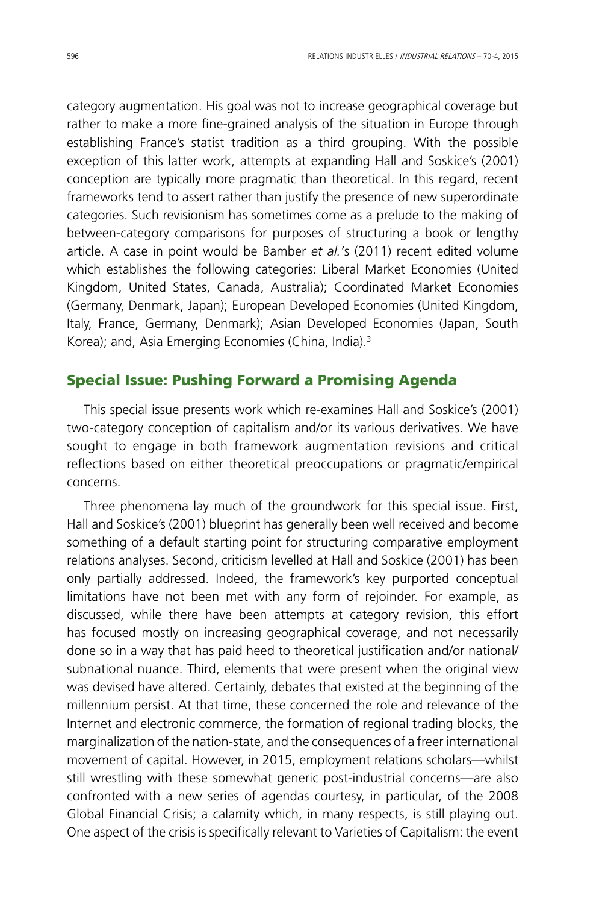category augmentation. His goal was not to increase geographical coverage but rather to make a more fine-grained analysis of the situation in Europe through establishing France's statist tradition as a third grouping. With the possible exception of this latter work, attempts at expanding Hall and Soskice's (2001) conception are typically more pragmatic than theoretical. In this regard, recent frameworks tend to assert rather than justify the presence of new superordinate categories. Such revisionism has sometimes come as a prelude to the making of between-category comparisons for purposes of structuring a book or lengthy article. A case in point would be Bamber *et al.*'s (2011) recent edited volume which establishes the following categories: Liberal Market Economies (United Kingdom, United States, Canada, Australia); Coordinated Market Economies (Germany, Denmark, Japan); European Developed Economies (United Kingdom, Italy, France, Germany, Denmark); Asian Developed Economies (Japan, South Korea); and, Asia Emerging Economies (China, India).[3]

## Special Issue: Pushing Forward a Promising Agenda

This special issue presents work which re-examines Hall and Soskice's (2001) two-category conception of capitalism and/or its various derivatives. We have sought to engage in both framework augmentation revisions and critical reflections based on either theoretical preoccupations or pragmatic/empirical concerns.

Three phenomena lay much of the groundwork for this special issue. First, Hall and Soskice's (2001) blueprint has generally been well received and become something of a default starting point for structuring comparative employment relations analyses. Second, criticism levelled at Hall and Soskice (2001) has been only partially addressed. Indeed, the framework's key purported conceptual limitations have not been met with any form of rejoinder. For example, as discussed, while there have been attempts at category revision, this effort has focused mostly on increasing geographical coverage, and not necessarily done so in a way that has paid heed to theoretical justification and/or national/subnational nuance. Third, elements that were present when the original view was devised have altered. Certainly, debates that existed at the beginning of the millennium persist. At that time, these concerned the role and relevance of the Internet and electronic commerce, the formation of regional trading blocks, the marginalization of the nation-state, and the consequences of a freer international movement of capital. However, in 2015, employment relations scholars—whilst still wrestling with these somewhat generic post-industrial concerns—are also confronted with a new series of agendas courtesy, in particular, of the 2008 Global Financial Crisis; a calamity which, in many respects, is still playing out. One aspect of the crisis is specifically relevant to Varieties of Capitalism: the event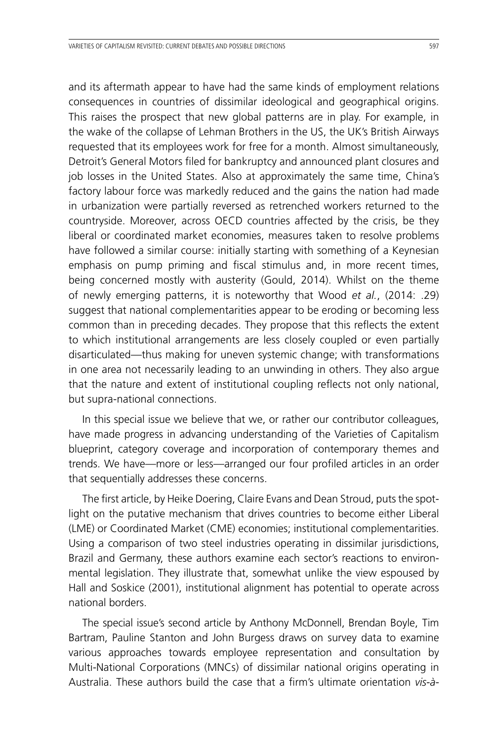and its aftermath appear to have had the same kinds of employment relations consequences in countries of dissimilar ideological and geographical origins. This raises the prospect that new global patterns are in play. For example, in the wake of the collapse of Lehman Brothers in the US, the UK's British Airways requested that its employees work for free for a month. Almost simultaneously, Detroit's General Motors filed for bankruptcy and announced plant closures and job losses in the United States. Also at approximately the same time, China's factory labour force was markedly reduced and the gains the nation had made in urbanization were partially reversed as retrenched workers returned to the countryside. Moreover, across OECD countries affected by the crisis, be they liberal or coordinated market economies, measures taken to resolve problems have followed a similar course: initially starting with something of a Keynesian emphasis on pump priming and fiscal stimulus and, in more recent times, being concerned mostly with austerity (Gould, 2014). Whilst on the theme of newly emerging patterns, it is noteworthy that Wood *et al.*, (2014: .29) suggest that national complementarities appear to be eroding or becoming less common than in preceding decades. They propose that this reflects the extent to which institutional arrangements are less closely coupled or even partially disarticulated—thus making for uneven systemic change; with transformations in one area not necessarily leading to an unwinding in others. They also argue that the nature and extent of institutional coupling reflects not only national, but supra-national connections.

In this special issue we believe that we, or rather our contributor colleagues, have made progress in advancing understanding of the Varieties of Capitalism blueprint, category coverage and incorporation of contemporary themes and trends. We have—more or less—arranged our four profiled articles in an order that sequentially addresses these concerns.

The first article, by Heike Doering, Claire Evans and Dean Stroud, puts the spotlight on the putative mechanism that drives countries to become either Liberal (LME) or Coordinated Market (CME) economies; institutional complementarities. Using a comparison of two steel industries operating in dissimilar jurisdictions, Brazil and Germany, these authors examine each sector's reactions to environmental legislation. They illustrate that, somewhat unlike the view espoused by Hall and Soskice (2001), institutional alignment has potential to operate across national borders.

The special issue's second article by Anthony McDonnell, Brendan Boyle, Tim Bartram, Pauline Stanton and John Burgess draws on survey data to examine various approaches towards employee representation and consultation by Multi-National Corporations (MNCs) of dissimilar national origins operating in Australia. These authors build the case that a firm's ultimate orientation *vis-à-*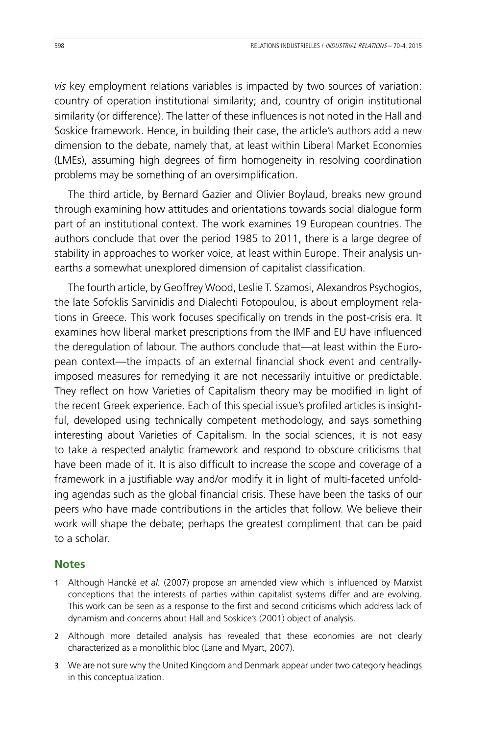*vis* key employment relations variables is impacted by two sources of variation: country of operation institutional similarity; and, country of origin institutional similarity (or difference). The latter of these influences is not noted in the Hall and Soskice framework. Hence, in building their case, the article's authors add a new dimension to the debate, namely that, at least within Liberal Market Economies (LMEs), assuming high degrees of firm homogeneity in resolving coordination problems may be something of an oversimplification.

The third article, by Bernard Gazier and Olivier Boylaud, breaks new ground through examining how attitudes and orientations towards social dialogue form part of an institutional context. The work examines 19 European countries. The authors conclude that over the period 1985 to 2011, there is a large degree of stability in approaches to worker voice, at least within Europe. Their analysis unearths a somewhat unexplored dimension of capitalist classification.

The fourth article, by Geoffrey Wood, Leslie T. Szamosi, Alexandros Psychogios, the late Sofoklis Sarvinidis and Dialechti Fotopoulou, is about employment relations in Greece. This work focuses specifically on trends in the post-crisis era. It examines how liberal market prescriptions from the IMF and EU have influenced the deregulation of labour. The authors conclude that—at least within the European context—the impacts of an external financial shock event and centrally-imposed measures for remedying it are not necessarily intuitive or predictable. They reflect on how Varieties of Capitalism theory may be modified in light of the recent Greek experience. Each of this special issue's profiled articles is insightful, developed using technically competent methodology, and says something interesting about Varieties of Capitalism. In the social sciences, it is not easy to take a respected analytic framework and respond to obscure criticisms that have been made of it. It is also difficult to increase the scope and coverage of a framework in a justifiable way and/or modify it in light of multi-faceted unfolding agendas such as the global financial crisis. These have been the tasks of our peers who have made contributions in the articles that follow. We believe their work will shape the debate; perhaps the greatest compliment that can be paid to a scholar.

## Notes

1 Although Hancké *et al.* (2007) propose an amended view which is influenced by Marxist conceptions that the interests of parties within capitalist systems differ and are evolving. This work can be seen as a response to the first and second criticisms which address lack of dynamism and concerns about Hall and Soskice's (2001) object of analysis.

2 Although more detailed analysis has revealed that these economies are not clearly characterized as a monolithic bloc (Lane and Myart, 2007).

3 We are not sure why the United Kingdom and Denmark appear under two category headings in this conceptualization.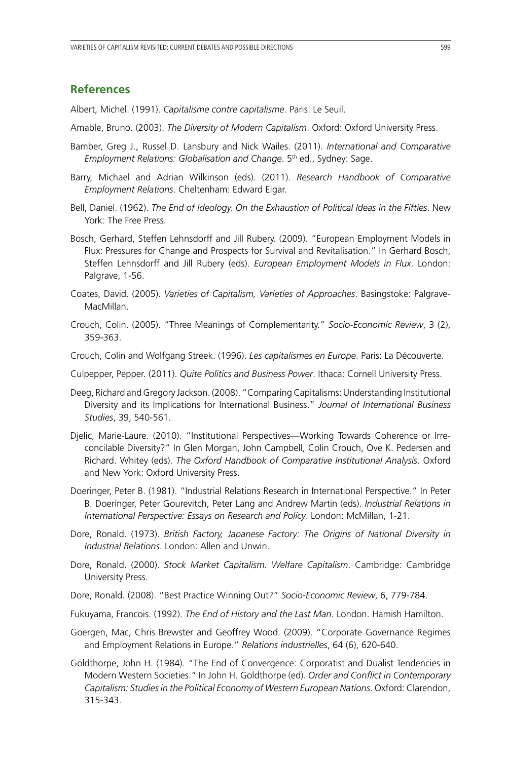## References

Albert, Michel. (1991). *Capitalisme contre capitalisme*. Paris: Le Seuil.

Amable, Bruno. (2003). *The Diversity of Modern Capitalism*. Oxford: Oxford University Press.

Bamber, Greg J., Russel D. Lansbury and Nick Wailes. (2011). *International and Comparative Employment Relations: Globalisation and Change*. 5th ed., Sydney: Sage.

Barry, Michael and Adrian Wilkinson (eds). (2011). *Research Handbook of Comparative Employment Relations*. Cheltenham: Edward Elgar.

Bell, Daniel. (1962). *The End of Ideology. On the Exhaustion of Political Ideas in the Fifties*. New York: The Free Press.

Bosch, Gerhard, Steffen Lehnsdorff and Jill Rubery. (2009). "European Employment Models in Flux: Pressures for Change and Prospects for Survival and Revitalisation." In Gerhard Bosch, Steffen Lehnsdorff and Jill Rubery (eds). *European Employment Models in Flux*. London: Palgrave, 1-56.

Coates, David. (2005). *Varieties of Capitalism, Varieties of Approaches*. Basingstoke: Palgrave-MacMillan.

Crouch, Colin. (2005). "Three Meanings of Complementarity." *Socio-Economic Review*, 3 (2), 359-363.

Crouch, Colin and Wolfgang Streek. (1996). *Les capitalismes en Europe*. Paris: La Découverte.

Culpepper, Pepper. (2011). *Quite Politics and Business Power*. Ithaca: Cornell University Press.

Deeg, Richard and Gregory Jackson. (2008). "Comparing Capitalisms: Understanding Institutional Diversity and its Implications for International Business." *Journal of International Business Studies*, 39, 540-561.

Djelic, Marie-Laure. (2010). "Institutional Perspectives—Working Towards Coherence or Irreconcilable Diversity?" In Glen Morgan, John Campbell, Colin Crouch, Ove K. Pedersen and Richard. Whitey (eds). *The Oxford Handbook of Comparative Institutional Analysis*. Oxford and New York: Oxford University Press.

Doeringer, Peter B. (1981). "Industrial Relations Research in International Perspective." In Peter B. Doeringer, Peter Gourevitch, Peter Lang and Andrew Martin (eds). *Industrial Relations in International Perspective: Essays on Research and Policy*. London: McMillan, 1-21.

Dore, Ronald. (1973). *British Factory, Japanese Factory: The Origins of National Diversity in Industrial Relations*. London: Allen and Unwin.

Dore, Ronald. (2000). *Stock Market Capitalism. Welfare Capitalism*. Cambridge: Cambridge University Press.

Dore, Ronald. (2008). "Best Practice Winning Out?" *Socio-Economic Review*, 6, 779-784.

Fukuyama, Francois. (1992). *The End of History and the Last Man*. London. Hamish Hamilton.

Goergen, Mac, Chris Brewster and Geoffrey Wood. (2009). "Corporate Governance Regimes and Employment Relations in Europe." *Relations industrielles*, 64 (6), 620-640.

Goldthorpe, John H. (1984). "The End of Convergence: Corporatist and Dualist Tendencies in Modern Western Societies." In John H. Goldthorpe (ed). *Order and Conflict in Contemporary Capitalism: Studies in the Political Economy of Western European Nations*. Oxford: Clarendon, 315-343.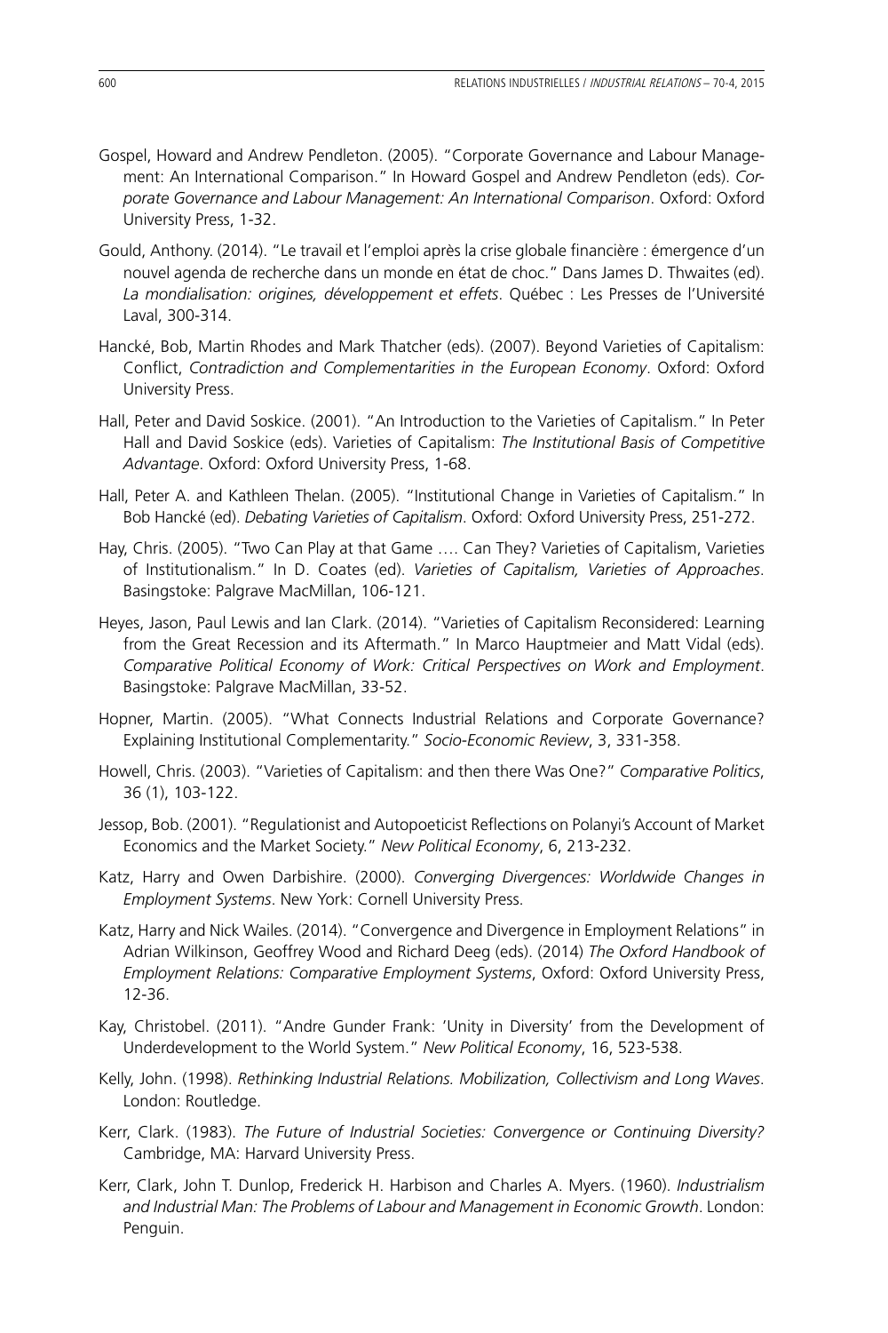Gospel, Howard and Andrew Pendleton. (2005). "Corporate Governance and Labour Management: An International Comparison." In Howard Gospel and Andrew Pendleton (eds). *Corporate Governance and Labour Management: An International Comparison*. Oxford: Oxford University Press, 1-32.

Gould, Anthony. (2014). "Le travail et l'emploi après la crise globale financière : émergence d'un nouvel agenda de recherche dans un monde en état de choc." Dans James D. Thwaites (ed). *La mondialisation: origines, développement et effets*. Québec : Les Presses de l'Université Laval, 300-314.

Hancké, Bob, Martin Rhodes and Mark Thatcher (eds). (2007). Beyond Varieties of Capitalism: Conflict, *Contradiction and Complementarities in the European Economy*. Oxford: Oxford University Press.

Hall, Peter and David Soskice. (2001). "An Introduction to the Varieties of Capitalism." In Peter Hall and David Soskice (eds). Varieties of Capitalism: *The Institutional Basis of Competitive Advantage*. Oxford: Oxford University Press, 1-68.

Hall, Peter A. and Kathleen Thelan. (2005). "Institutional Change in Varieties of Capitalism." In Bob Hancké (ed). *Debating Varieties of Capitalism*. Oxford: Oxford University Press, 251-272.

Hay, Chris. (2005). "Two Can Play at that Game …. Can They? Varieties of Capitalism, Varieties of Institutionalism." In D. Coates (ed). *Varieties of Capitalism, Varieties of Approaches*. Basingstoke: Palgrave MacMillan, 106-121.

Heyes, Jason, Paul Lewis and Ian Clark. (2014). "Varieties of Capitalism Reconsidered: Learning from the Great Recession and its Aftermath." In Marco Hauptmeier and Matt Vidal (eds). *Comparative Political Economy of Work: Critical Perspectives on Work and Employment*. Basingstoke: Palgrave MacMillan, 33-52.

Hopner, Martin. (2005). "What Connects Industrial Relations and Corporate Governance? Explaining Institutional Complementarity." *Socio-Economic Review*, 3, 331-358.

Howell, Chris. (2003). "Varieties of Capitalism: and then there Was One?" *Comparative Politics*, 36 (1), 103-122.

Jessop, Bob. (2001). "Regulationist and Autopoeticist Reflections on Polanyi's Account of Market Economics and the Market Society." *New Political Economy*, 6, 213-232.

Katz, Harry and Owen Darbishire. (2000). *Converging Divergences: Worldwide Changes in Employment Systems*. New York: Cornell University Press.

Katz, Harry and Nick Wailes. (2014). "Convergence and Divergence in Employment Relations" in Adrian Wilkinson, Geoffrey Wood and Richard Deeg (eds). (2014) *The Oxford Handbook of Employment Relations: Comparative Employment Systems*, Oxford: Oxford University Press, 12-36.

Kay, Christobel. (2011). "Andre Gunder Frank: 'Unity in Diversity' from the Development of Underdevelopment to the World System." *New Political Economy*, 16, 523-538.

Kelly, John. (1998). *Rethinking Industrial Relations. Mobilization, Collectivism and Long Waves*. London: Routledge.

Kerr, Clark. (1983). *The Future of Industrial Societies: Convergence or Continuing Diversity?* Cambridge, MA: Harvard University Press.

Kerr, Clark, John T. Dunlop, Frederick H. Harbison and Charles A. Myers. (1960). *Industrialism and Industrial Man: The Problems of Labour and Management in Economic Growth*. London: Penguin.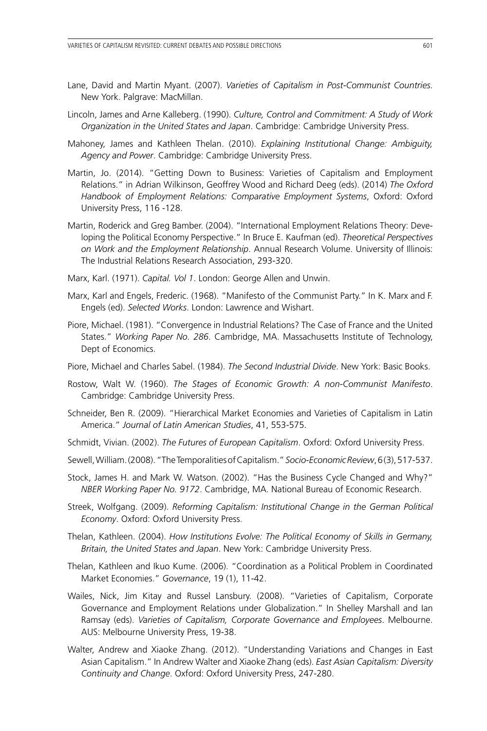Lane, David and Martin Myant. (2007). *Varieties of Capitalism in Post-Communist Countries*. New York. Palgrave: MacMillan.

Lincoln, James and Arne Kalleberg. (1990). *Culture, Control and Commitment: A Study of Work Organization in the United States and Japan*. Cambridge: Cambridge University Press.

Mahoney, James and Kathleen Thelan. (2010). *Explaining Institutional Change: Ambiguity, Agency and Power*. Cambridge: Cambridge University Press.

Martin, Jo. (2014). "Getting Down to Business: Varieties of Capitalism and Employment Relations." in Adrian Wilkinson, Geoffrey Wood and Richard Deeg (eds). (2014) *The Oxford Handbook of Employment Relations: Comparative Employment Systems*, Oxford: Oxford University Press, 116 -128.

Martin, Roderick and Greg Bamber. (2004). "International Employment Relations Theory: Developing the Political Economy Perspective." In Bruce E. Kaufman (ed). *Theoretical Perspectives on Work and the Employment Relationship*. Annual Research Volume. University of Illinois: The Industrial Relations Research Association, 293-320.

Marx, Karl. (1971). *Capital. Vol 1*. London: George Allen and Unwin.

Marx, Karl and Engels, Frederic. (1968). "Manifesto of the Communist Party." In K. Marx and F. Engels (ed). *Selected Works*. London: Lawrence and Wishart.

Piore, Michael. (1981). "Convergence in Industrial Relations? The Case of France and the United States." *Working Paper No. 286*. Cambridge, MA. Massachusetts Institute of Technology, Dept of Economics.

Piore, Michael and Charles Sabel. (1984). *The Second Industrial Divide*. New York: Basic Books.

Rostow, Walt W. (1960). *The Stages of Economic Growth: A non-Communist Manifesto*. Cambridge: Cambridge University Press.

Schneider, Ben R. (2009). "Hierarchical Market Economies and Varieties of Capitalism in Latin America." *Journal of Latin American Studies*, 41, 553-575.

Schmidt, Vivian. (2002). *The Futures of European Capitalism*. Oxford: Oxford University Press.

Sewell, William. (2008). "The Temporalities of Capitalism." *Socio-Economic Review*, 6 (3), 517-537.

Stock, James H. and Mark W. Watson. (2002). "Has the Business Cycle Changed and Why?" *NBER Working Paper No. 9172*. Cambridge, MA. National Bureau of Economic Research.

Streek, Wolfgang. (2009). *Reforming Capitalism: Institutional Change in the German Political Economy*. Oxford: Oxford University Press.

Thelan, Kathleen. (2004). *How Institutions Evolve: The Political Economy of Skills in Germany, Britain, the United States and Japan*. New York: Cambridge University Press.

Thelan, Kathleen and Ikuo Kume. (2006). "Coordination as a Political Problem in Coordinated Market Economies." *Governance*, 19 (1), 11-42.

Wailes, Nick, Jim Kitay and Russel Lansbury. (2008). "Varieties of Capitalism, Corporate Governance and Employment Relations under Globalization." In Shelley Marshall and Ian Ramsay (eds). *Varieties of Capitalism, Corporate Governance and Employees*. Melbourne. AUS: Melbourne University Press, 19-38.

Walter, Andrew and Xiaoke Zhang. (2012). "Understanding Variations and Changes in East Asian Capitalism." In Andrew Walter and Xiaoke Zhang (eds). *East Asian Capitalism: Diversity Continuity and Change*. Oxford: Oxford University Press, 247-280.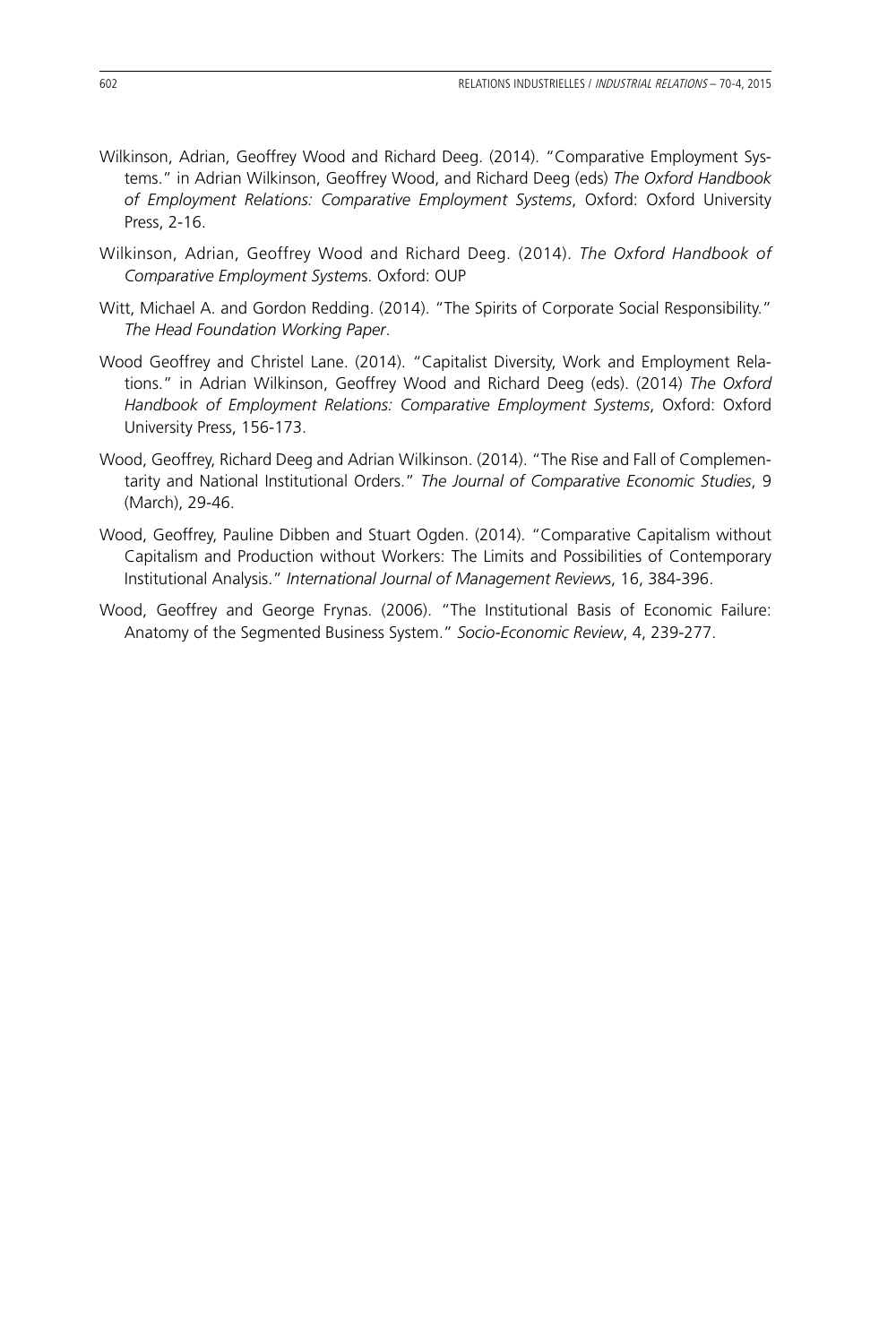Wilkinson, Adrian, Geoffrey Wood and Richard Deeg. (2014). "Comparative Employment Systems." in Adrian Wilkinson, Geoffrey Wood, and Richard Deeg (eds) *The Oxford Handbook of Employment Relations: Comparative Employment Systems*, Oxford: Oxford University Press, 2-16.

Wilkinson, Adrian, Geoffrey Wood and Richard Deeg. (2014). *The Oxford Handbook of Comparative Employment Systems.* Oxford: OUP

Witt, Michael A. and Gordon Redding. (2014). "The Spirits of Corporate Social Responsibility." *The Head Foundation Working Paper*.

Wood Geoffrey and Christel Lane. (2014). "Capitalist Diversity, Work and Employment Relations." in Adrian Wilkinson, Geoffrey Wood and Richard Deeg (eds). (2014) *The Oxford Handbook of Employment Relations: Comparative Employment Systems*, Oxford: Oxford University Press, 156-173.

Wood, Geoffrey, Richard Deeg and Adrian Wilkinson. (2014). "The Rise and Fall of Complementarity and National Institutional Orders." *The Journal of Comparative Economic Studies*, 9 (March), 29-46.

Wood, Geoffrey, Pauline Dibben and Stuart Ogden. (2014). "Comparative Capitalism without Capitalism and Production without Workers: The Limits and Possibilities of Contemporary Institutional Analysis." *International Journal of Management Reviews*, 16, 384-396.

Wood, Geoffrey and George Frynas. (2006). "The Institutional Basis of Economic Failure: Anatomy of the Segmented Business System." *Socio-Economic Review*, 4, 239-277.